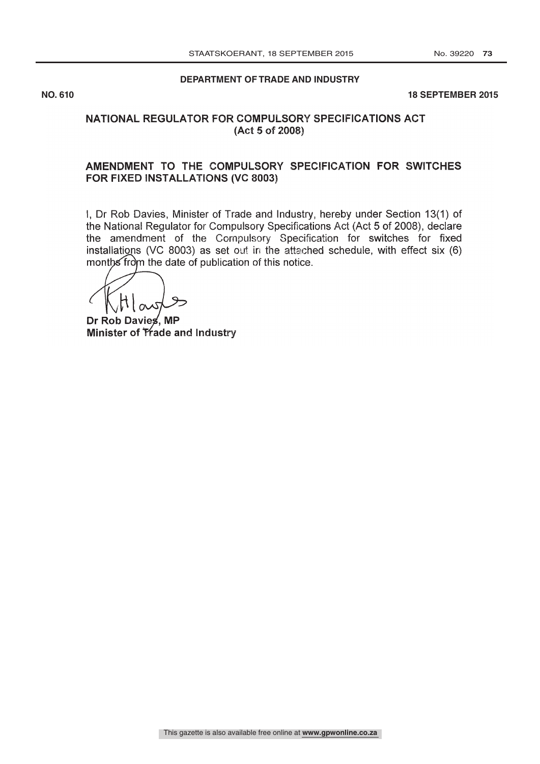**DEPARTMENT OF TRADE AND INDUSTRY**

**NO. 610** **18 SEPTEMBER 2015**

## NATIONAL REGULATOR FOR COMPULSORY SPECIFICATIONS ACT (Act 5 of 2008)

## AMENDMENT TO THE COMPULSORY SPECIFICATION FOR SWITCHES FOR FIXED INSTALLATIONS (VC 8003)

I, Dr Rob Davies, Minister of Trade and Industry, hereby under Section 13(1) of the National Regulator for Compulsory Specifications Act (Act 5 of 2008), declare the amendment of the Compulsory Specification for switches for fixed installations (VC 8003) as set out in the attached schedule, with effect six (6) months from the date of publication of this notice.

**Dr Rob Davies, MP**
**Minister of Trade and Industry**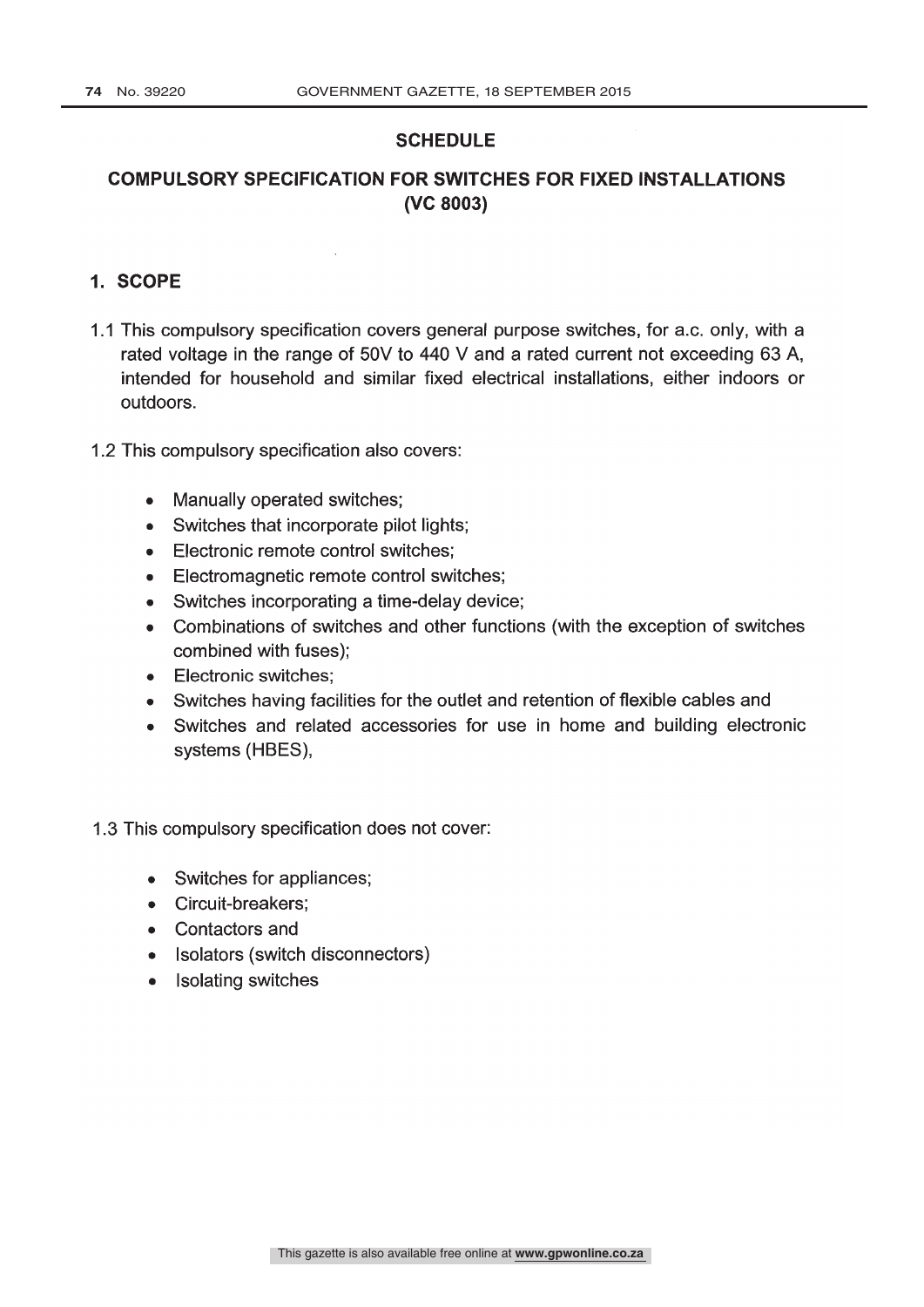## SCHEDULE

## COMPULSORY SPECIFICATION FOR SWITCHES FOR FIXED INSTALLATIONS (VC 8003)

### 1. SCOPE

1.1 This compulsory specification covers general purpose switches, for a.c. only, with a rated voltage in the range of 50V to 440 V and a rated current not exceeding 63 A, intended for household and similar fixed electrical installations, either indoors or outdoors.

1.2 This compulsory specification also covers:

- Manually operated switches;
- Switches that incorporate pilot lights;
- Electronic remote control switches;
- Electromagnetic remote control switches;
- Switches incorporating a time-delay device;
- Combinations of switches and other functions (with the exception of switches combined with fuses);
- Electronic switches;
- Switches having facilities for the outlet and retention of flexible cables and
- Switches and related accessories for use in home and building electronic systems (HBES),

1.3 This compulsory specification does not cover:

- Switches for appliances;
- Circuit-breakers;
- Contactors and
- Isolators (switch disconnectors)
- Isolating switches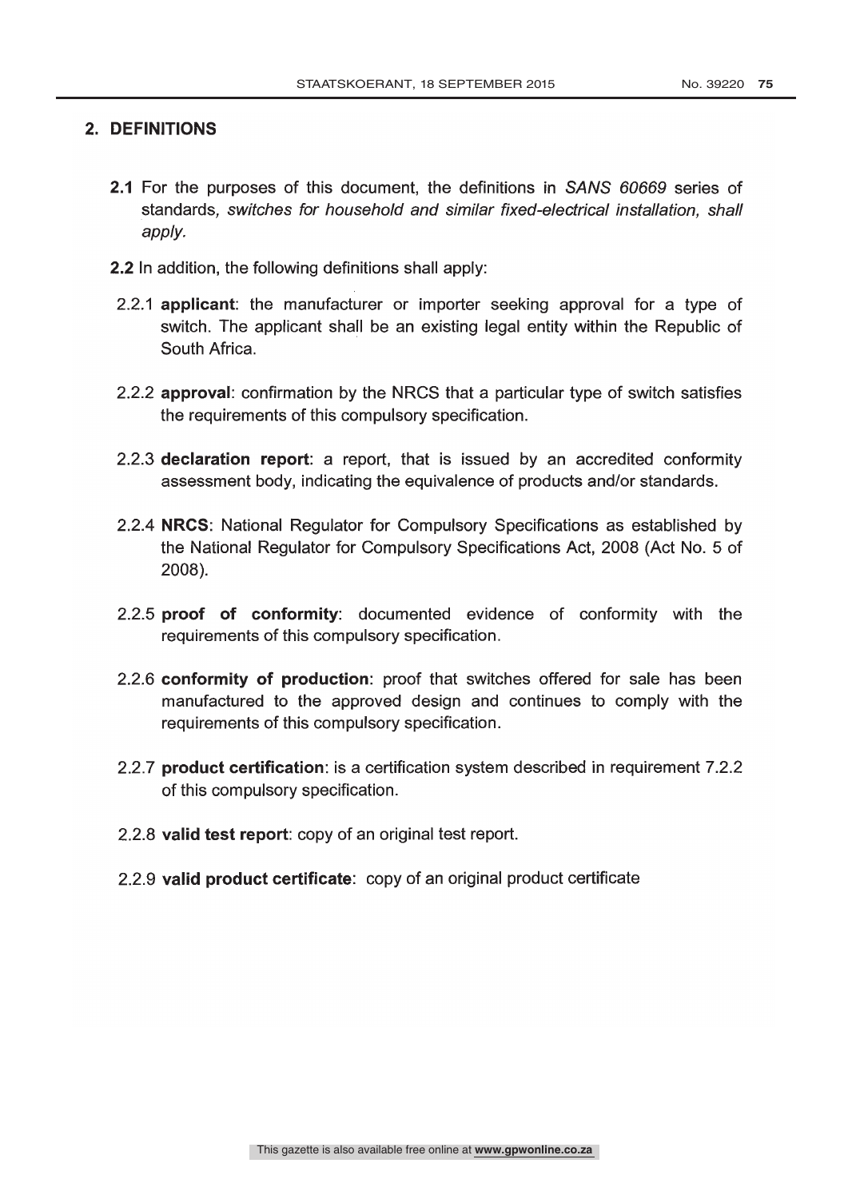## 2. DEFINITIONS

**2.1** For the purposes of this document, the definitions in *SANS 60669* series of standards*, switches for household and similar fixed-electrical installation, shall apply.*

**2.2** In addition, the following definitions shall apply:

2.2.1 **applicant**: the manufacturer or importer seeking approval for a type of switch. The applicant shall be an existing legal entity within the Republic of South Africa.

2.2.2 **approval**: confirmation by the NRCS that a particular type of switch satisfies the requirements of this compulsory specification.

2.2.3 **declaration report**: a report, that is issued by an accredited conformity assessment body, indicating the equivalence of products and/or standards.

2.2.4 **NRCS**: National Regulator for Compulsory Specifications as established by the National Regulator for Compulsory Specifications Act, 2008 (Act No. 5 of 2008).

2.2.5 **proof of conformity**: documented evidence of conformity with the requirements of this compulsory specification.

2.2.6 **conformity of production**: proof that switches offered for sale has been manufactured to the approved design and continues to comply with the requirements of this compulsory specification.

2.2.7 **product certification**: is a certification system described in requirement 7.2.2 of this compulsory specification.

2.2.8 **valid test report**: copy of an original test report.

2.2.9 **valid product certificate**: copy of an original product certificate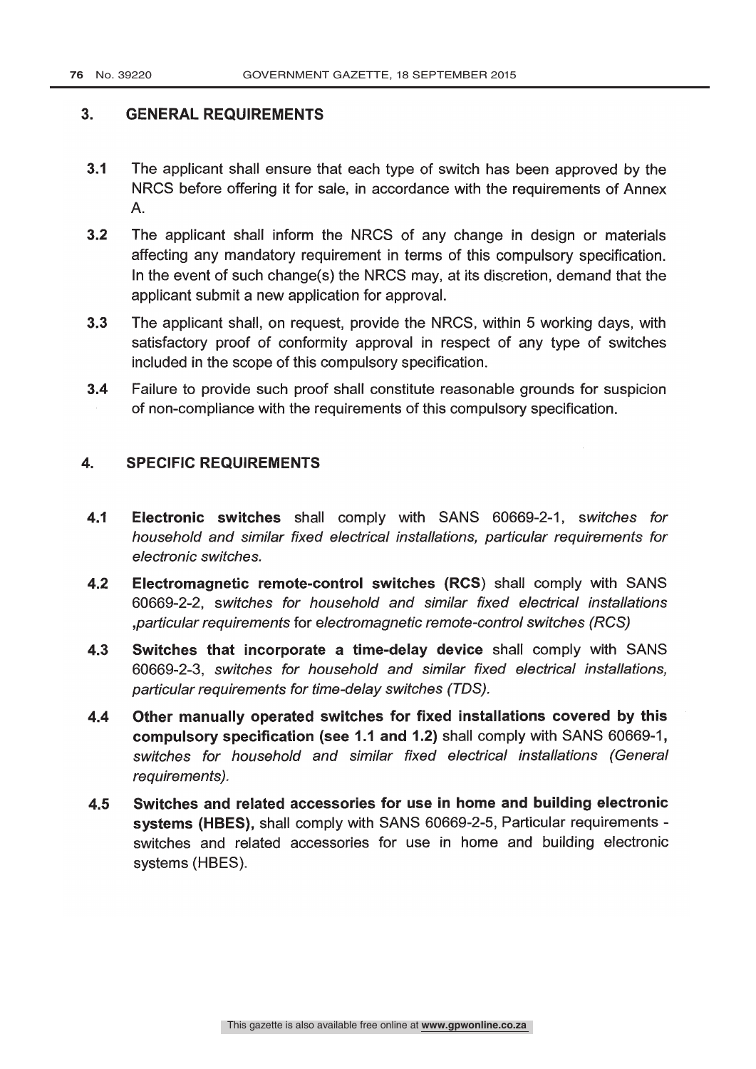## 3. GENERAL REQUIREMENTS

**3.1** The applicant shall ensure that each type of switch has been approved by the NRCS before offering it for sale, in accordance with the requirements of Annex A.

**3.2** The applicant shall inform the NRCS of any change in design or materials affecting any mandatory requirement in terms of this compulsory specification. In the event of such change(s) the NRCS may, at its discretion, demand that the applicant submit a new application for approval.

**3.3** The applicant shall, on request, provide the NRCS, within 5 working days, with satisfactory proof of conformity approval in respect of any type of switches included in the scope of this compulsory specification.

**3.4** Failure to provide such proof shall constitute reasonable grounds for suspicion of non-compliance with the requirements of this compulsory specification.

## 4. SPECIFIC REQUIREMENTS

**4.1** **Electronic switches** shall comply with SANS 60669-2-1, *switches for household and similar fixed electrical installations, particular requirements for electronic switches.*

**4.2** **Electromagnetic remote-control switches (RCS)** shall comply with SANS 60669-2-2, *switches for household and similar fixed electrical installations ,particular requirements* for *electromagnetic remote-control switches (RCS)*

**4.3** **Switches that incorporate a time-delay device** shall comply with SANS 60669-2-3, *switches for household and similar fixed electrical installations, particular requirements for time-delay switches (TDS).*

**4.4** **Other manually operated switches for fixed installations covered by this compulsory specification (see 1.1 and 1.2)** shall comply with SANS 60669-1**,** *switches for household and similar fixed electrical installations (General requirements).*

**4.5** **Switches and related accessories for use in home and building electronic systems (HBES),** shall comply with SANS 60669-2-5, Particular requirements - switches and related accessories for use in home and building electronic systems (HBES).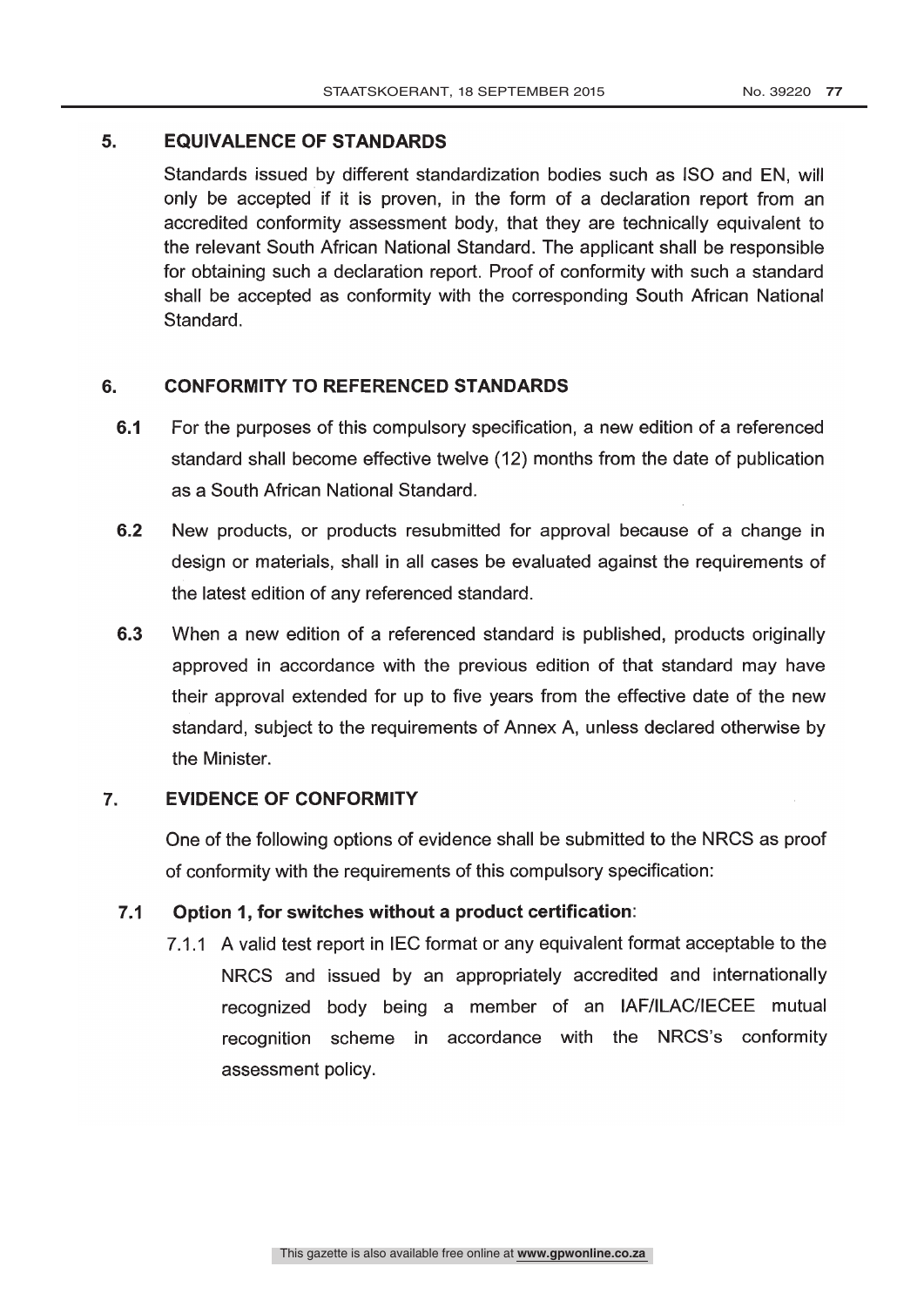## 5. EQUIVALENCE OF STANDARDS

Standards issued by different standardization bodies such as ISO and EN, will only be accepted if it is proven, in the form of a declaration report from an accredited conformity assessment body, that they are technically equivalent to the relevant South African National Standard. The applicant shall be responsible for obtaining such a declaration report. Proof of conformity with such a standard shall be accepted as conformity with the corresponding South African National Standard.

## 6. CONFORMITY TO REFERENCED STANDARDS

**6.1** For the purposes of this compulsory specification, a new edition of a referenced standard shall become effective twelve (12) months from the date of publication as a South African National Standard.

**6.2** New products, or products resubmitted for approval because of a change in design or materials, shall in all cases be evaluated against the requirements of the latest edition of any referenced standard.

**6.3** When a new edition of a referenced standard is published, products originally approved in accordance with the previous edition of that standard may have their approval extended for up to five years from the effective date of the new standard, subject to the requirements of Annex A, unless declared otherwise by the Minister.

## 7. EVIDENCE OF CONFORMITY

One of the following options of evidence shall be submitted to the NRCS as proof of conformity with the requirements of this compulsory specification:

### 7.1 Option 1, for switches without a product certification:

7.1.1 A valid test report in IEC format or any equivalent format acceptable to the NRCS and issued by an appropriately accredited and internationally recognized body being a member of an IAF/ILAC/IECEE mutual recognition scheme in accordance with the NRCS's conformity assessment policy.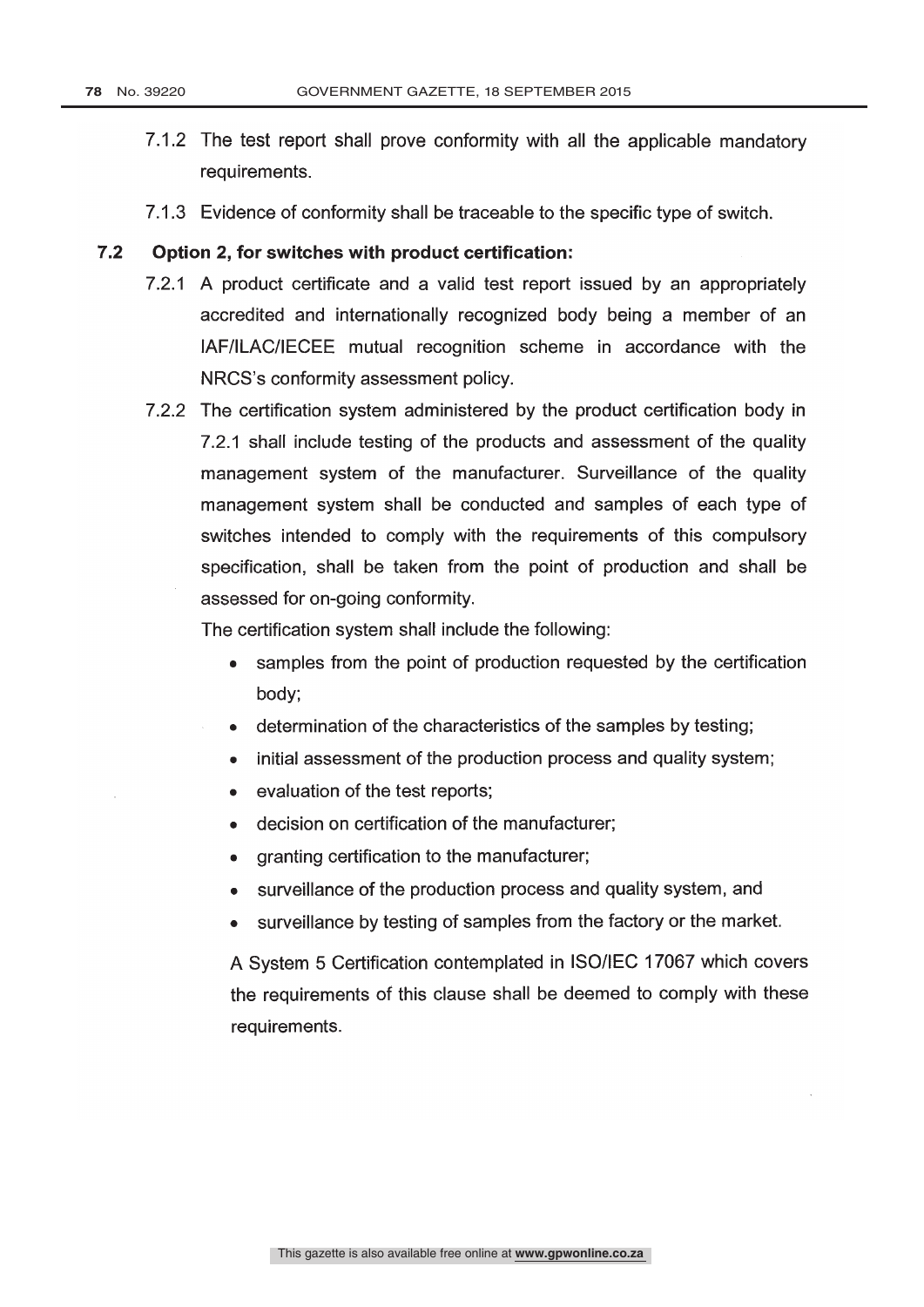7.1.2 The test report shall prove conformity with all the applicable mandatory requirements.

7.1.3 Evidence of conformity shall be traceable to the specific type of switch.

**7.2 Option 2, for switches with product certification:**

7.2.1 A product certificate and a valid test report issued by an appropriately accredited and internationally recognized body being a member of an IAF/ILAC/IECEE mutual recognition scheme in accordance with the NRCS's conformity assessment policy.

7.2.2 The certification system administered by the product certification body in 7.2.1 shall include testing of the products and assessment of the quality management system of the manufacturer. Surveillance of the quality management system shall be conducted and samples of each type of switches intended to comply with the requirements of this compulsory specification, shall be taken from the point of production and shall be assessed for on-going conformity.

The certification system shall include the following:

- samples from the point of production requested by the certification body;
- determination of the characteristics of the samples by testing;
- initial assessment of the production process and quality system;
- evaluation of the test reports;
- decision on certification of the manufacturer;
- granting certification to the manufacturer;
- surveillance of the production process and quality system, and
- surveillance by testing of samples from the factory or the market.

A System 5 Certification contemplated in ISO/IEC 17067 which covers the requirements of this clause shall be deemed to comply with these requirements.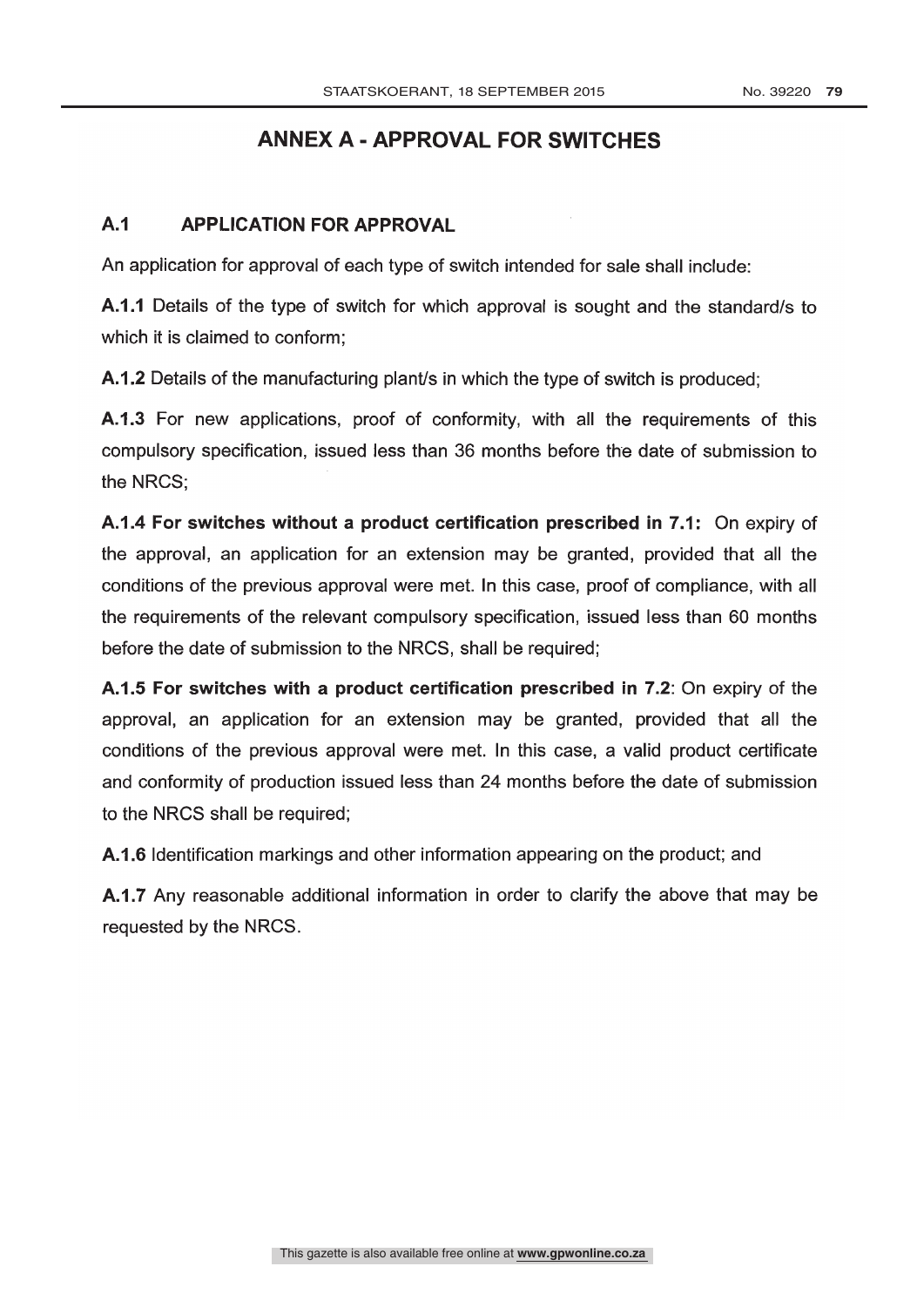# ANNEX A - APPROVAL FOR SWITCHES

## A.1 APPLICATION FOR APPROVAL

An application for approval of each type of switch intended for sale shall include:

**A.1.1** Details of the type of switch for which approval is sought and the standard/s to which it is claimed to conform;

**A.1.2** Details of the manufacturing plant/s in which the type of switch is produced;

**A.1.3** For new applications, proof of conformity, with all the requirements of this compulsory specification, issued less than 36 months before the date of submission to the NRCS;

**A.1.4 For switches without a product certification prescribed in 7.1:** On expiry of the approval, an application for an extension may be granted, provided that all the conditions of the previous approval were met. In this case, proof of compliance, with all the requirements of the relevant compulsory specification, issued less than 60 months before the date of submission to the NRCS, shall be required;

**A.1.5 For switches with a product certification prescribed in 7.2**: On expiry of the approval, an application for an extension may be granted, provided that all the conditions of the previous approval were met. In this case, a valid product certificate and conformity of production issued less than 24 months before the date of submission to the NRCS shall be required;

**A.1.6** Identification markings and other information appearing on the product; and

**A.1.7** Any reasonable additional information in order to clarify the above that may be requested by the NRCS.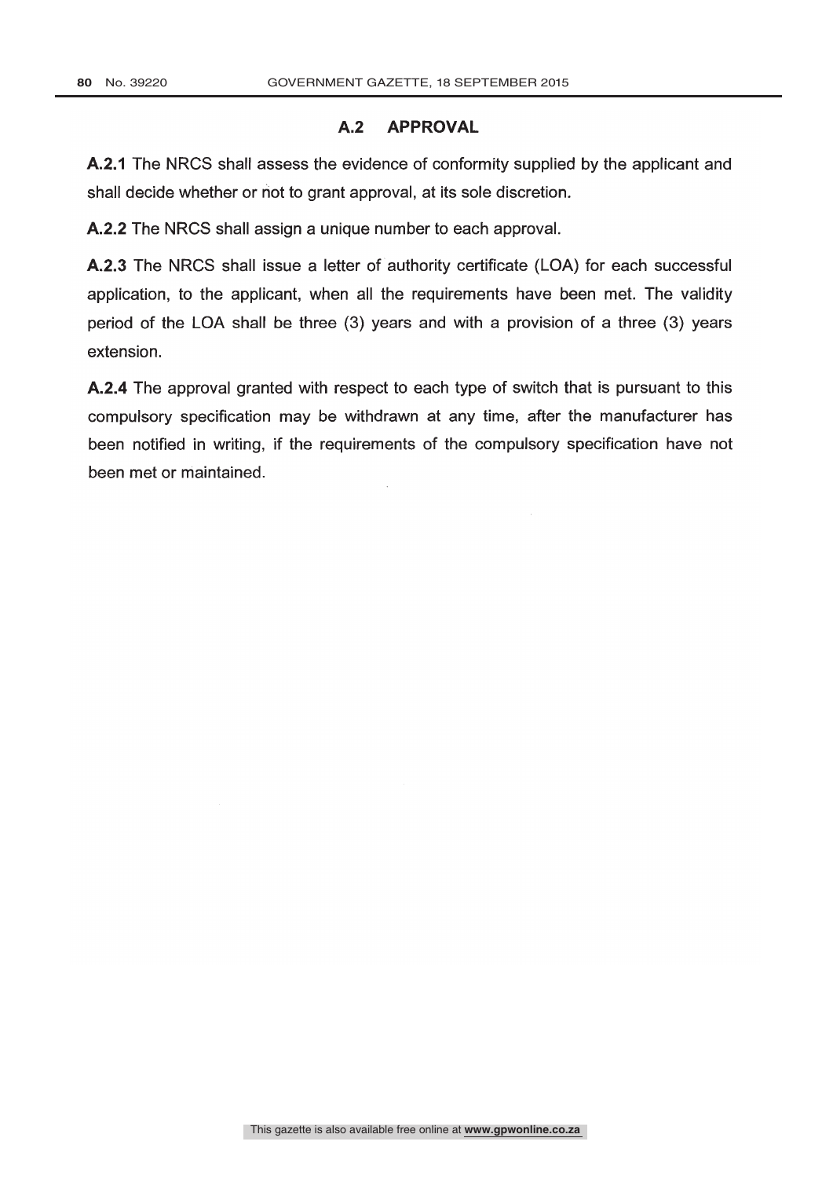## A.2 APPROVAL

**A.2.1** The NRCS shall assess the evidence of conformity supplied by the applicant and shall decide whether or not to grant approval, at its sole discretion.

**A.2.2** The NRCS shall assign a unique number to each approval.

**A.2.3** The NRCS shall issue a letter of authority certificate (LOA) for each successful application, to the applicant, when all the requirements have been met. The validity period of the LOA shall be three (3) years and with a provision of a three (3) years extension.

**A.2.4** The approval granted with respect to each type of switch that is pursuant to this compulsory specification may be withdrawn at any time, after the manufacturer has been notified in writing, if the requirements of the compulsory specification have not been met or maintained.